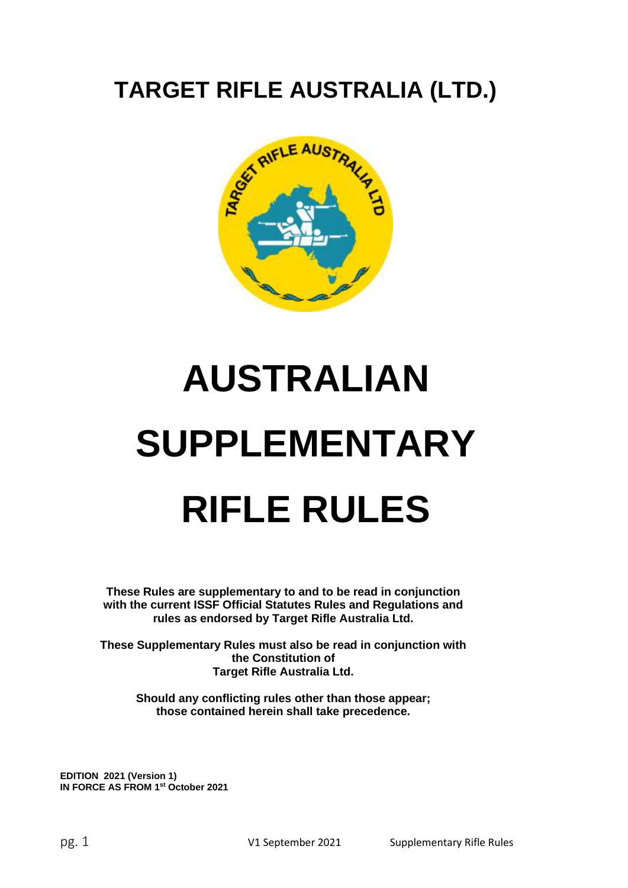# TARGET RIFLE AUSTRALIA (LTD.)

# AUSTRALIAN SUPPLEMENTARY RIFLE RULES

**These Rules are supplementary to and to be read in conjunction with the current ISSF Official Statutes Rules and Regulations and rules as endorsed by Target Rifle Australia Ltd.**

**These Supplementary Rules must also be read in conjunction with the Constitution of Target Rifle Australia Ltd.**

**Should any conflicting rules other than those appear; those contained herein shall take precedence.**

**EDITION 2021 (Version 1)**
**IN FORCE AS FROM 1st October 2021**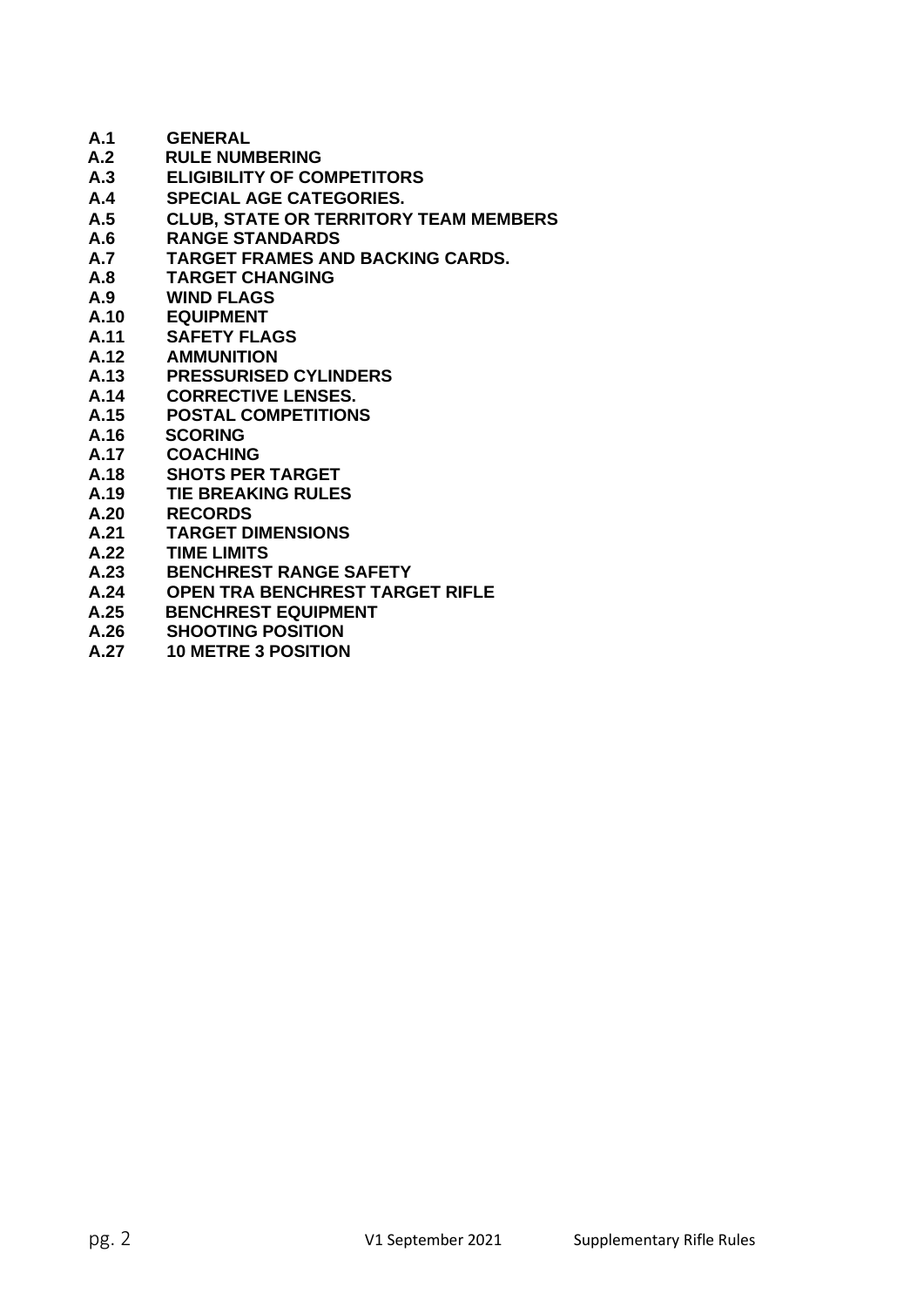**A.1 GENERAL**
**A.2 RULE NUMBERING**
**A.3 ELIGIBILITY OF COMPETITORS**
**A.4 SPECIAL AGE CATEGORIES.**
**A.5 CLUB, STATE OR TERRITORY TEAM MEMBERS**
**A.6 RANGE STANDARDS**
**A.7 TARGET FRAMES AND BACKING CARDS.**
**A.8 TARGET CHANGING**
**A.9 WIND FLAGS**
**A.10 EQUIPMENT**
**A.11 SAFETY FLAGS**
**A.12 AMMUNITION**
**A.13 PRESSURISED CYLINDERS**
**A.14 CORRECTIVE LENSES.**
**A.15 POSTAL COMPETITIONS**
**A.16 SCORING**
**A.17 COACHING**
**A.18 SHOTS PER TARGET**
**A.19 TIE BREAKING RULES**
**A.20 RECORDS**
**A.21 TARGET DIMENSIONS**
**A.22 TIME LIMITS**
**A.23 BENCHREST RANGE SAFETY**
**A.24 OPEN TRA BENCHREST TARGET RIFLE**
**A.25 BENCHREST EQUIPMENT**
**A.26 SHOOTING POSITION**
**A.27 10 METRE 3 POSITION**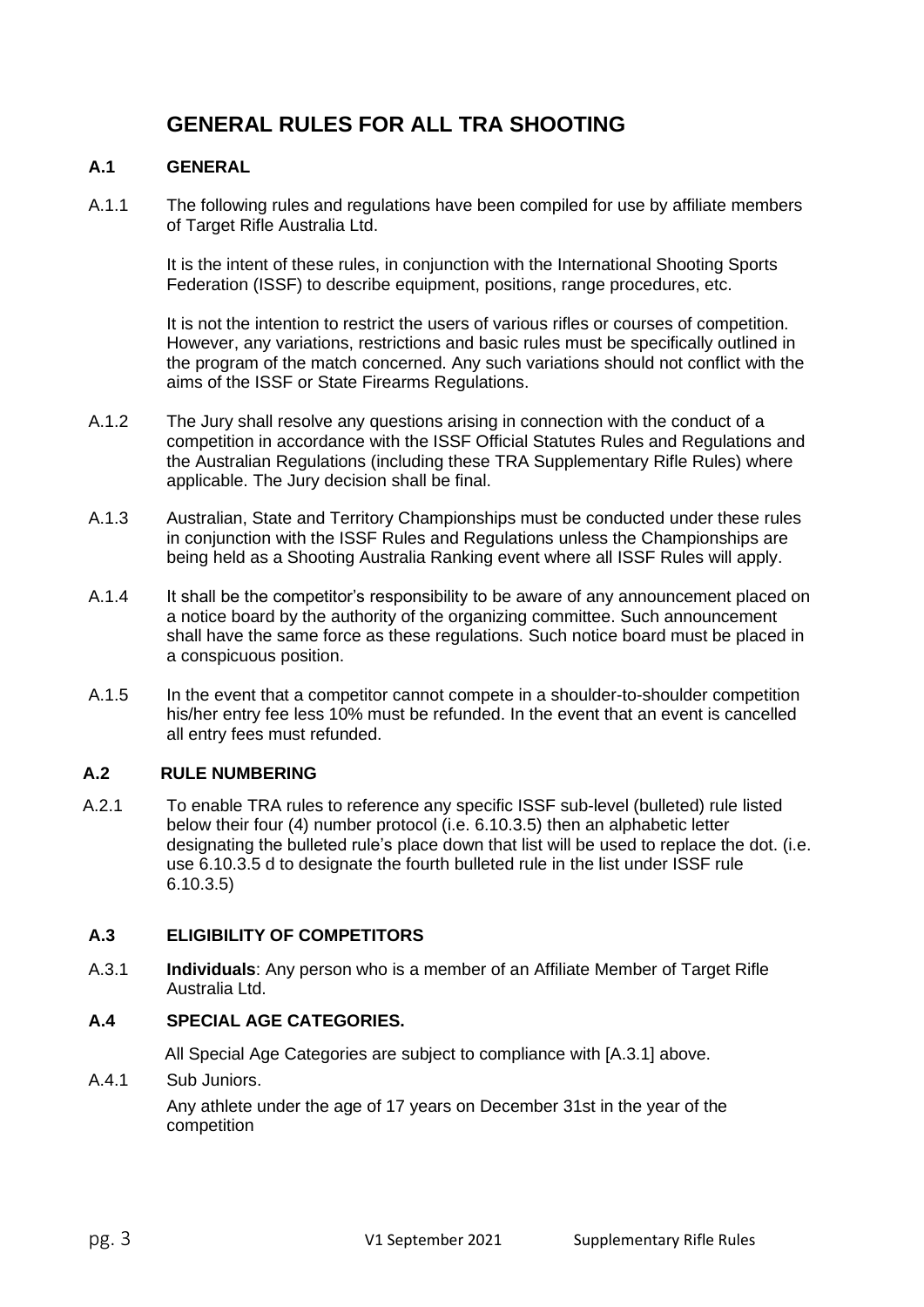# GENERAL RULES FOR ALL TRA SHOOTING

## A.1 GENERAL

A.1.1 The following rules and regulations have been compiled for use by affiliate members of Target Rifle Australia Ltd.

It is the intent of these rules, in conjunction with the International Shooting Sports Federation (ISSF) to describe equipment, positions, range procedures, etc.

It is not the intention to restrict the users of various rifles or courses of competition. However, any variations, restrictions and basic rules must be specifically outlined in the program of the match concerned. Any such variations should not conflict with the aims of the ISSF or State Firearms Regulations.

A.1.2 The Jury shall resolve any questions arising in connection with the conduct of a competition in accordance with the ISSF Official Statutes Rules and Regulations and the Australian Regulations (including these TRA Supplementary Rifle Rules) where applicable. The Jury decision shall be final.

A.1.3 Australian, State and Territory Championships must be conducted under these rules in conjunction with the ISSF Rules and Regulations unless the Championships are being held as a Shooting Australia Ranking event where all ISSF Rules will apply.

A.1.4 It shall be the competitor's responsibility to be aware of any announcement placed on a notice board by the authority of the organizing committee. Such announcement shall have the same force as these regulations. Such notice board must be placed in a conspicuous position.

A.1.5 In the event that a competitor cannot compete in a shoulder-to-shoulder competition his/her entry fee less 10% must be refunded. In the event that an event is cancelled all entry fees must refunded.

## A.2 RULE NUMBERING

A.2.1 To enable TRA rules to reference any specific ISSF sub-level (bulleted) rule listed below their four (4) number protocol (i.e. 6.10.3.5) then an alphabetic letter designating the bulleted rule's place down that list will be used to replace the dot. (i.e. use 6.10.3.5 d to designate the fourth bulleted rule in the list under ISSF rule 6.10.3.5)

## A.3 ELIGIBILITY OF COMPETITORS

A.3.1 **Individuals**: Any person who is a member of an Affiliate Member of Target Rifle Australia Ltd.

## A.4 SPECIAL AGE CATEGORIES.

All Special Age Categories are subject to compliance with [A.3.1] above.

A.4.1 Sub Juniors.

Any athlete under the age of 17 years on December 31st in the year of the competition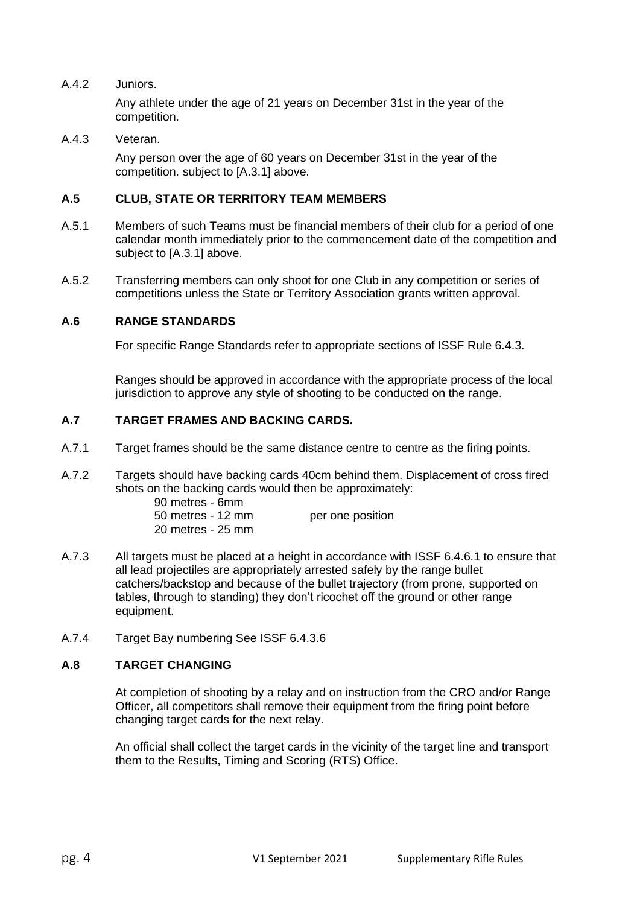A.4.2 Juniors.

Any athlete under the age of 21 years on December 31st in the year of the competition.

A.4.3 Veteran.

Any person over the age of 60 years on December 31st in the year of the competition. subject to [A.3.1] above.

## A.5 CLUB, STATE OR TERRITORY TEAM MEMBERS

A.5.1 Members of such Teams must be financial members of their club for a period of one calendar month immediately prior to the commencement date of the competition and subject to [A.3.1] above.

A.5.2 Transferring members can only shoot for one Club in any competition or series of competitions unless the State or Territory Association grants written approval.

## A.6 RANGE STANDARDS

For specific Range Standards refer to appropriate sections of ISSF Rule 6.4.3.

Ranges should be approved in accordance with the appropriate process of the local jurisdiction to approve any style of shooting to be conducted on the range.

## A.7 TARGET FRAMES AND BACKING CARDS.

A.7.1 Target frames should be the same distance centre to centre as the firing points.

A.7.2 Targets should have backing cards 40cm behind them. Displacement of cross fired shots on the backing cards would then be approximately:

90 metres - 6mm
50 metres - 12 mm per one position
20 metres - 25 mm

A.7.3 All targets must be placed at a height in accordance with ISSF 6.4.6.1 to ensure that all lead projectiles are appropriately arrested safely by the range bullet catchers/backstop and because of the bullet trajectory (from prone, supported on tables, through to standing) they don't ricochet off the ground or other range equipment.

A.7.4 Target Bay numbering See ISSF 6.4.3.6

## A.8 TARGET CHANGING

At completion of shooting by a relay and on instruction from the CRO and/or Range Officer, all competitors shall remove their equipment from the firing point before changing target cards for the next relay.

An official shall collect the target cards in the vicinity of the target line and transport them to the Results, Timing and Scoring (RTS) Office.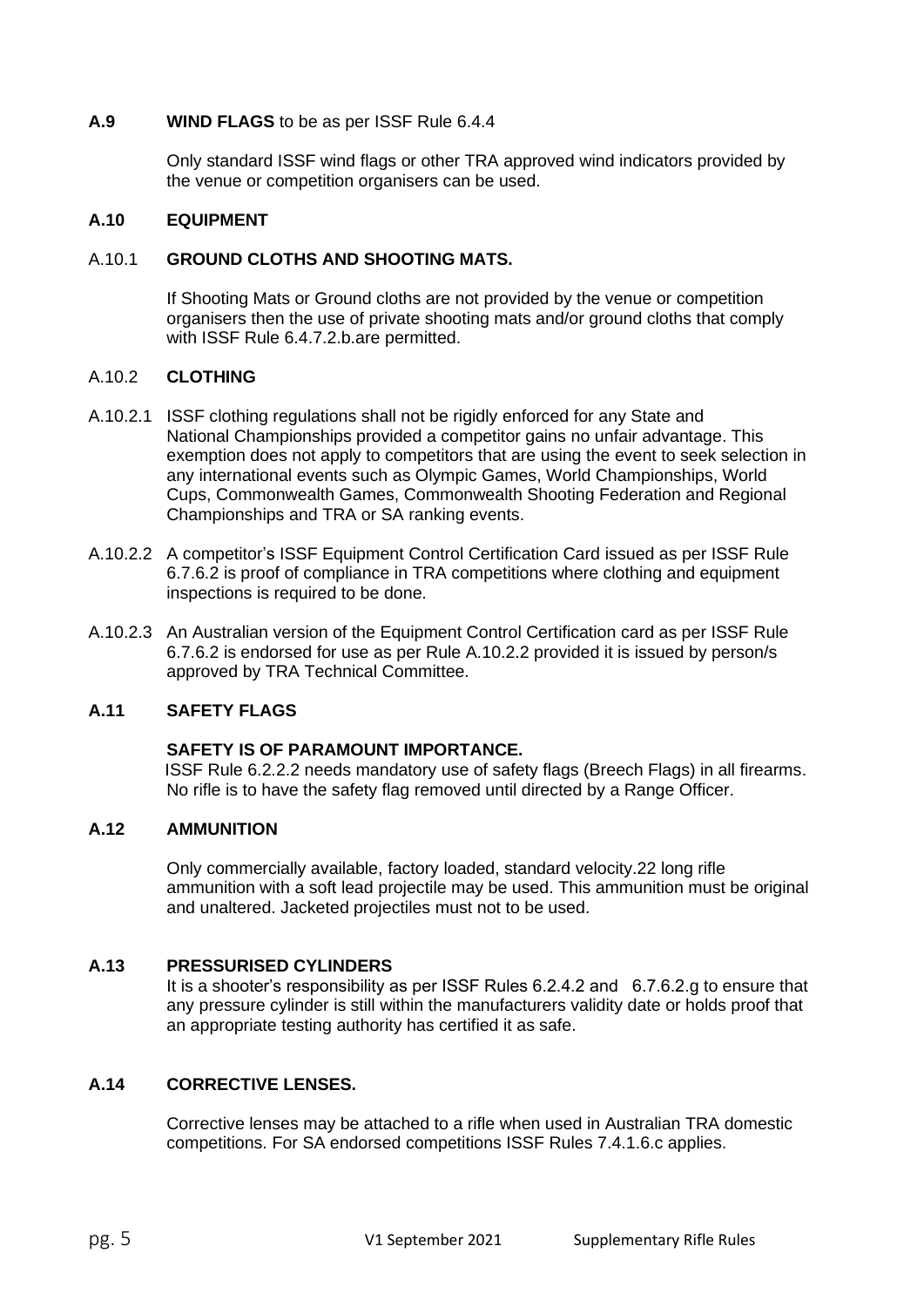**A.9 WIND FLAGS** to be as per ISSF Rule 6.4.4

Only standard ISSF wind flags or other TRA approved wind indicators provided by the venue or competition organisers can be used.

**A.10 EQUIPMENT**

A.10.1 **GROUND CLOTHS AND SHOOTING MATS.**

If Shooting Mats or Ground cloths are not provided by the venue or competition organisers then the use of private shooting mats and/or ground cloths that comply with ISSF Rule 6.4.7.2.b.are permitted.

A.10.2 **CLOTHING**

A.10.2.1 ISSF clothing regulations shall not be rigidly enforced for any State and National Championships provided a competitor gains no unfair advantage. This exemption does not apply to competitors that are using the event to seek selection in any international events such as Olympic Games, World Championships, World Cups, Commonwealth Games, Commonwealth Shooting Federation and Regional Championships and TRA or SA ranking events.

A.10.2.2 A competitor's ISSF Equipment Control Certification Card issued as per ISSF Rule 6.7.6.2 is proof of compliance in TRA competitions where clothing and equipment inspections is required to be done.

A.10.2.3 An Australian version of the Equipment Control Certification card as per ISSF Rule 6.7.6.2 is endorsed for use as per Rule A.10.2.2 provided it is issued by person/s approved by TRA Technical Committee.

**A.11 SAFETY FLAGS**

**SAFETY IS OF PARAMOUNT IMPORTANCE.**
ISSF Rule 6.2.2.2 needs mandatory use of safety flags (Breech Flags) in all firearms. No rifle is to have the safety flag removed until directed by a Range Officer.

**A.12 AMMUNITION**

Only commercially available, factory loaded, standard velocity.22 long rifle ammunition with a soft lead projectile may be used. This ammunition must be original and unaltered. Jacketed projectiles must not to be used.

**A.13 PRESSURISED CYLINDERS**
It is a shooter's responsibility as per ISSF Rules 6.2.4.2 and 6.7.6.2.g to ensure that any pressure cylinder is still within the manufacturers validity date or holds proof that an appropriate testing authority has certified it as safe.

**A.14 CORRECTIVE LENSES.**

Corrective lenses may be attached to a rifle when used in Australian TRA domestic competitions. For SA endorsed competitions ISSF Rules 7.4.1.6.c applies.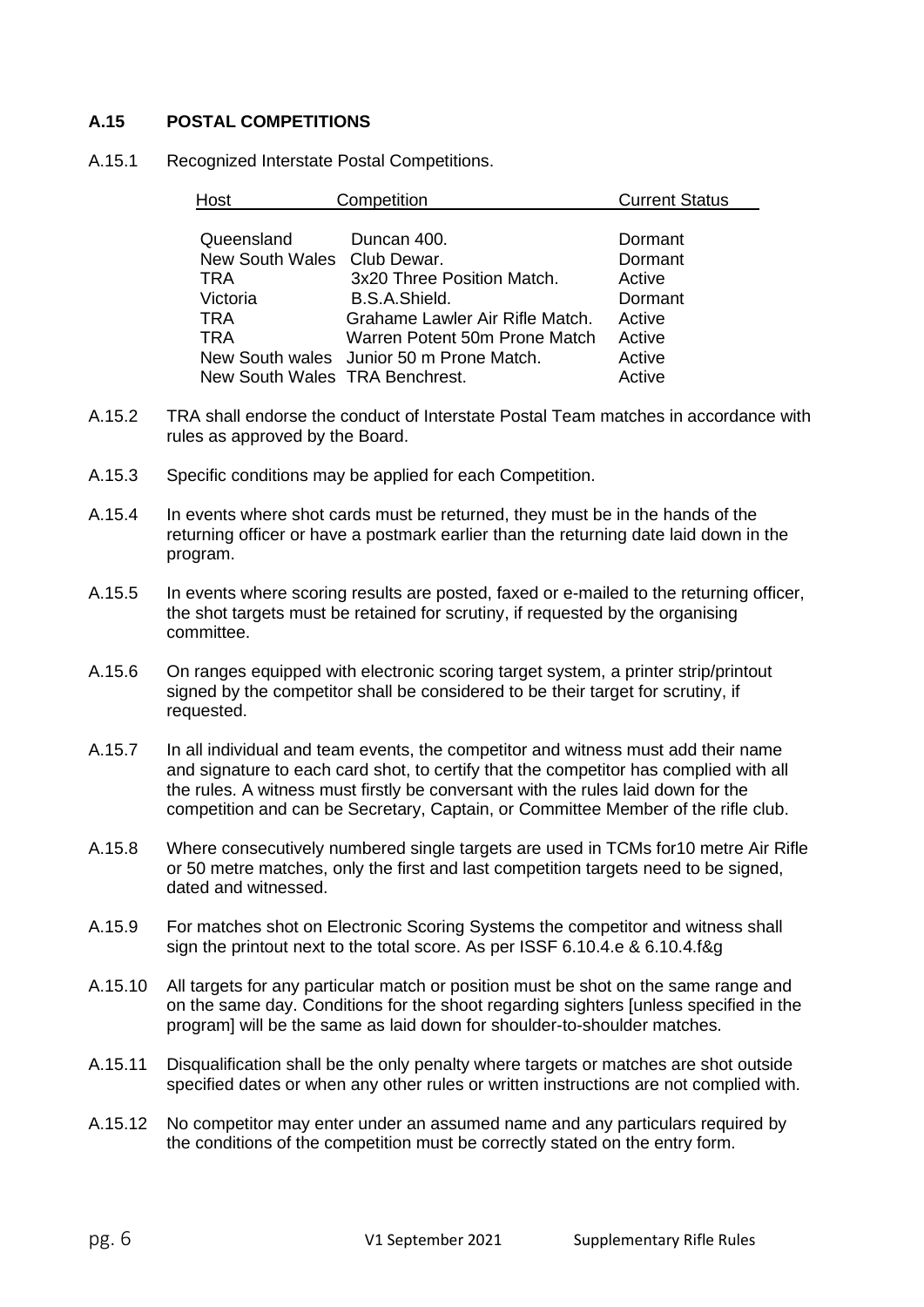## A.15 POSTAL COMPETITIONS

A.15.1 Recognized Interstate Postal Competitions.

| Host | Competition | Current Status |
|---|---|---|
| Queensland | Duncan 400. | Dormant |
| New South Wales | Club Dewar. | Dormant |
| TRA | 3x20 Three Position Match. | Active |
| Victoria | B.S.A.Shield. | Dormant |
| TRA | Grahame Lawler Air Rifle Match. | Active |
| TRA | Warren Potent 50m Prone Match | Active |
| New South wales | Junior 50 m Prone Match. | Active |
| New South Wales | TRA Benchrest. | Active |

A.15.2 TRA shall endorse the conduct of Interstate Postal Team matches in accordance with rules as approved by the Board.

A.15.3 Specific conditions may be applied for each Competition.

A.15.4 In events where shot cards must be returned, they must be in the hands of the returning officer or have a postmark earlier than the returning date laid down in the program.

A.15.5 In events where scoring results are posted, faxed or e-mailed to the returning officer, the shot targets must be retained for scrutiny, if requested by the organising committee.

A.15.6 On ranges equipped with electronic scoring target system, a printer strip/printout signed by the competitor shall be considered to be their target for scrutiny, if requested.

A.15.7 In all individual and team events, the competitor and witness must add their name and signature to each card shot, to certify that the competitor has complied with all the rules. A witness must firstly be conversant with the rules laid down for the competition and can be Secretary, Captain, or Committee Member of the rifle club.

A.15.8 Where consecutively numbered single targets are used in TCMs for10 metre Air Rifle or 50 metre matches, only the first and last competition targets need to be signed, dated and witnessed.

A.15.9 For matches shot on Electronic Scoring Systems the competitor and witness shall sign the printout next to the total score. As per ISSF 6.10.4.e & 6.10.4.f&g

A.15.10 All targets for any particular match or position must be shot on the same range and on the same day. Conditions for the shoot regarding sighters [unless specified in the program] will be the same as laid down for shoulder-to-shoulder matches.

A.15.11 Disqualification shall be the only penalty where targets or matches are shot outside specified dates or when any other rules or written instructions are not complied with.

A.15.12 No competitor may enter under an assumed name and any particulars required by the conditions of the competition must be correctly stated on the entry form.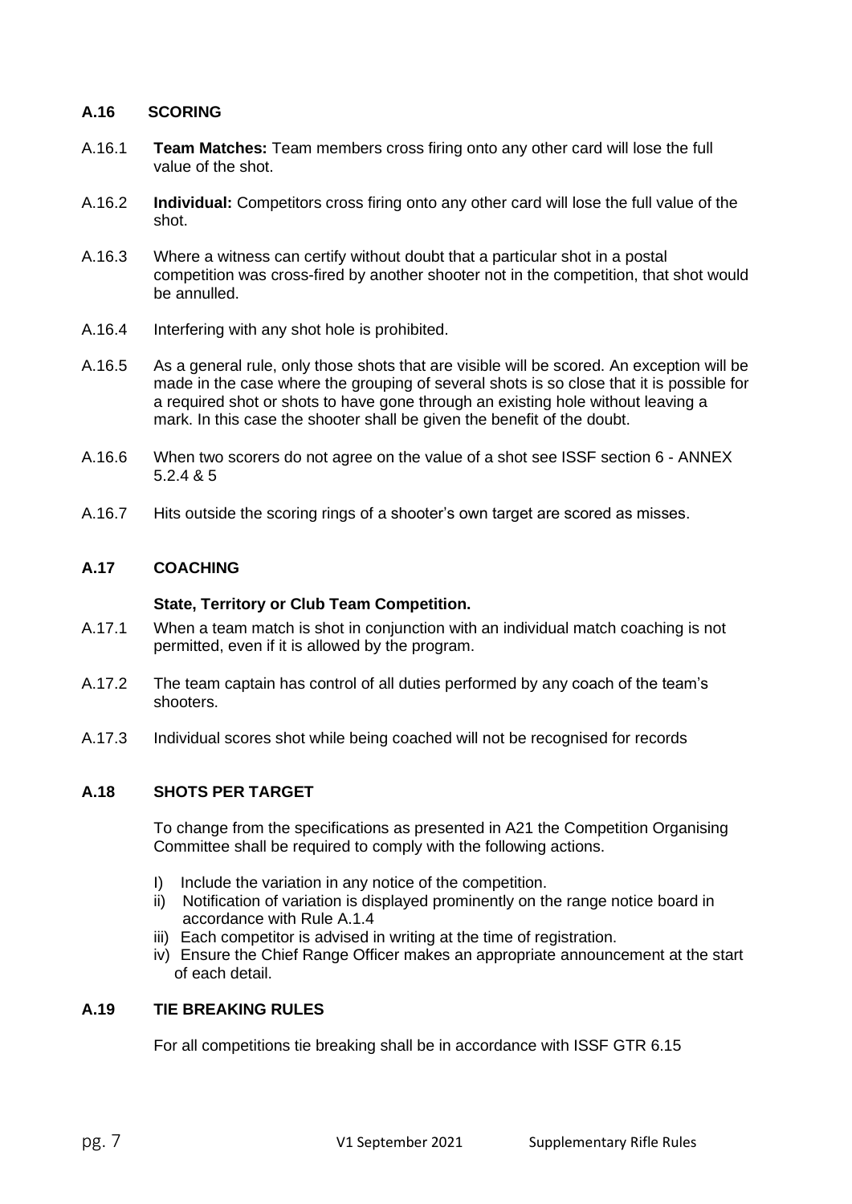## A.16 SCORING

A.16.1 **Team Matches:** Team members cross firing onto any other card will lose the full value of the shot.

A.16.2 **Individual:** Competitors cross firing onto any other card will lose the full value of the shot.

A.16.3 Where a witness can certify without doubt that a particular shot in a postal competition was cross-fired by another shooter not in the competition, that shot would be annulled.

A.16.4 Interfering with any shot hole is prohibited.

A.16.5 As a general rule, only those shots that are visible will be scored. An exception will be made in the case where the grouping of several shots is so close that it is possible for a required shot or shots to have gone through an existing hole without leaving a mark. In this case the shooter shall be given the benefit of the doubt.

A.16.6 When two scorers do not agree on the value of a shot see ISSF section 6 - ANNEX 5.2.4 & 5

A.16.7 Hits outside the scoring rings of a shooter's own target are scored as misses.

## A.17 COACHING

**State, Territory or Club Team Competition.**

A.17.1 When a team match is shot in conjunction with an individual match coaching is not permitted, even if it is allowed by the program.

A.17.2 The team captain has control of all duties performed by any coach of the team's shooters.

A.17.3 Individual scores shot while being coached will not be recognised for records

## A.18 SHOTS PER TARGET

To change from the specifications as presented in A21 the Competition Organising Committee shall be required to comply with the following actions.

I) Include the variation in any notice of the competition.
ii) Notification of variation is displayed prominently on the range notice board in accordance with Rule A.1.4
iii) Each competitor is advised in writing at the time of registration.
iv) Ensure the Chief Range Officer makes an appropriate announcement at the start of each detail.

## A.19 TIE BREAKING RULES

For all competitions tie breaking shall be in accordance with ISSF GTR 6.15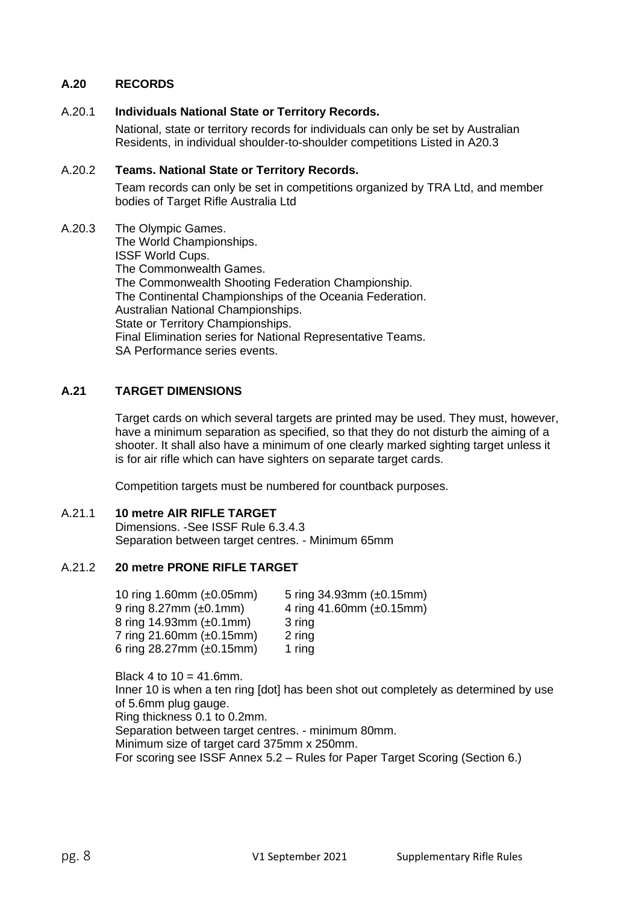## A.20 RECORDS

### A.20.1 Individuals National State or Territory Records.

National, state or territory records for individuals can only be set by Australian Residents, in individual shoulder-to-shoulder competitions Listed in A20.3

### A.20.2 Teams. National State or Territory Records.

Team records can only be set in competitions organized by TRA Ltd, and member bodies of Target Rifle Australia Ltd

A.20.3 The Olympic Games.
The World Championships.
ISSF World Cups.
The Commonwealth Games.
The Commonwealth Shooting Federation Championship.
The Continental Championships of the Oceania Federation.
Australian National Championships.
State or Territory Championships.
Final Elimination series for National Representative Teams.
SA Performance series events.

## A.21 TARGET DIMENSIONS

Target cards on which several targets are printed may be used. They must, however, have a minimum separation as specified, so that they do not disturb the aiming of a shooter. It shall also have a minimum of one clearly marked sighting target unless it is for air rifle which can have sighters on separate target cards.

Competition targets must be numbered for countback purposes.

### A.21.1 10 metre AIR RIFLE TARGET

Dimensions. -See ISSF Rule 6.3.4.3
Separation between target centres. - Minimum 65mm

### A.21.2 20 metre PRONE RIFLE TARGET

| | |
|---|---|
| 10 ring 1.60mm (±0.05mm) | 5 ring 34.93mm (±0.15mm) |
| 9 ring 8.27mm (±0.1mm) | 4 ring 41.60mm (±0.15mm) |
| 8 ring 14.93mm (±0.1mm) | 3 ring |
| 7 ring 21.60mm (±0.15mm) | 2 ring |
| 6 ring 28.27mm (±0.15mm) | 1 ring |

Black 4 to 10 = 41.6mm.
Inner 10 is when a ten ring [dot] has been shot out completely as determined by use of 5.6mm plug gauge.
Ring thickness 0.1 to 0.2mm.
Separation between target centres. - minimum 80mm.
Minimum size of target card 375mm x 250mm.
For scoring see ISSF Annex 5.2 – Rules for Paper Target Scoring (Section 6.)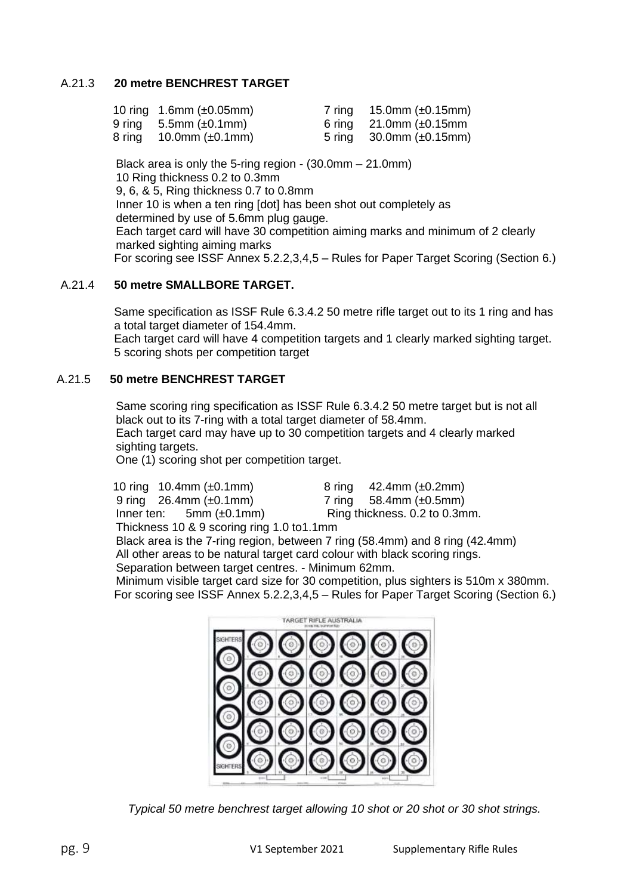### A.21.3 **20 metre BENCHREST TARGET**

| | | | |
|---|---|---|---|
| 10 ring | 1.6mm (±0.05mm) | 7 ring | 15.0mm (±0.15mm) |
| 9 ring | 5.5mm (±0.1mm) | 6 ring | 21.0mm (±0.15mm |
| 8 ring | 10.0mm (±0.1mm) | 5 ring | 30.0mm (±0.15mm) |

Black area is only the 5-ring region - (30.0mm – 21.0mm)
10 Ring thickness 0.2 to 0.3mm
9, 6, & 5, Ring thickness 0.7 to 0.8mm
Inner 10 is when a ten ring [dot] has been shot out completely as determined by use of 5.6mm plug gauge.
Each target card will have 30 competition aiming marks and minimum of 2 clearly marked sighting aiming marks
For scoring see ISSF Annex 5.2.2,3,4,5 – Rules for Paper Target Scoring (Section 6.)

### A.21.4 **50 metre SMALLBORE TARGET.**

Same specification as ISSF Rule 6.3.4.2 50 metre rifle target out to its 1 ring and has a total target diameter of 154.4mm.
Each target card will have 4 competition targets and 1 clearly marked sighting target.
5 scoring shots per competition target

### A.21.5 **50 metre BENCHREST TARGET**

Same scoring ring specification as ISSF Rule 6.3.4.2 50 metre target but is not all black out to its 7-ring with a total target diameter of 58.4mm.
Each target card may have up to 30 competition targets and 4 clearly marked sighting targets.
One (1) scoring shot per competition target.

| | | | |
|---|---|---|---|
| 10 ring | 10.4mm (±0.1mm) | 8 ring | 42.4mm (±0.2mm) |
| 9 ring | 26.4mm (±0.1mm) | 7 ring | 58.4mm (±0.5mm) |
| Inner ten: | 5mm (±0.1mm) | Ring thickness. 0.2 to 0.3mm. | |

Thickness 10 & 9 scoring ring 1.0 to1.1mm
Black area is the 7-ring region, between 7 ring (58.4mm) and 8 ring (42.4mm)
All other areas to be natural target card colour with black scoring rings.
Separation between target centres. - Minimum 62mm.
Minimum visible target card size for 30 competition, plus sighters is 510m x 380mm.
For scoring see ISSF Annex 5.2.2,3,4,5 – Rules for Paper Target Scoring (Section 6.)

*Typical 50 metre benchrest target allowing 10 shot or 20 shot or 30 shot strings.*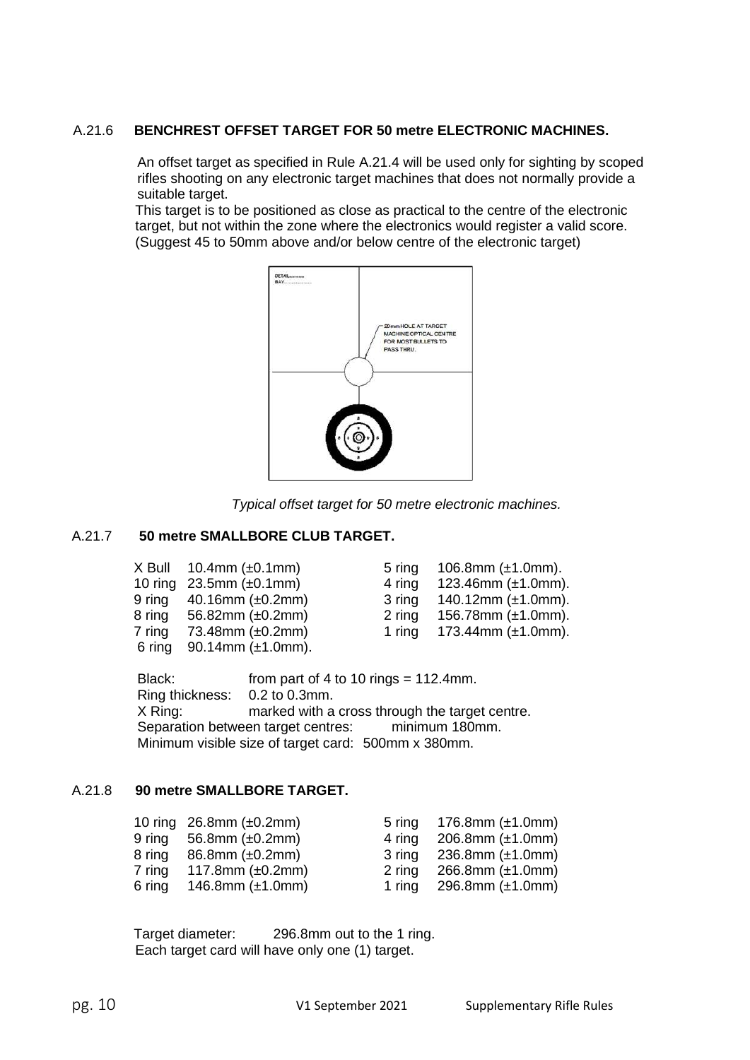A.21.6 **BENCHREST OFFSET TARGET FOR 50 metre ELECTRONIC MACHINES.**

An offset target as specified in Rule A.21.4 will be used only for sighting by scoped rifles shooting on any electronic target machines that does not normally provide a suitable target.

This target is to be positioned as close as practical to the centre of the electronic target, but not within the zone where the electronics would register a valid score. (Suggest 45 to 50mm above and/or below centre of the electronic target)

*Typical offset target for 50 metre electronic machines.*

A.21.7 **50 metre SMALLBORE CLUB TARGET.**

| | | | |
|---|---|---|---|
| X Bull | 10.4mm (±0.1mm) | 5 ring | 106.8mm (±1.0mm). |
| 10 ring | 23.5mm (±0.1mm) | 4 ring | 123.46mm (±1.0mm). |
| 9 ring | 40.16mm (±0.2mm) | 3 ring | 140.12mm (±1.0mm). |
| 8 ring | 56.82mm (±0.2mm) | 2 ring | 156.78mm (±1.0mm). |
| 7 ring | 73.48mm (±0.2mm) | 1 ring | 173.44mm (±1.0mm). |
| 6 ring | 90.14mm (±1.0mm). | | |

Black: from part of 4 to 10 rings = 112.4mm.
Ring thickness: 0.2 to 0.3mm.
X Ring: marked with a cross through the target centre.
Separation between target centres: minimum 180mm.
Minimum visible size of target card: 500mm x 380mm.

A.21.8 **90 metre SMALLBORE TARGET.**

| | | | |
|---|---|---|---|
| 10 ring | 26.8mm (±0.2mm) | 5 ring | 176.8mm (±1.0mm) |
| 9 ring | 56.8mm (±0.2mm) | 4 ring | 206.8mm (±1.0mm) |
| 8 ring | 86.8mm (±0.2mm) | 3 ring | 236.8mm (±1.0mm) |
| 7 ring | 117.8mm (±0.2mm) | 2 ring | 266.8mm (±1.0mm) |
| 6 ring | 146.8mm (±1.0mm) | 1 ring | 296.8mm (±1.0mm) |

Target diameter: 296.8mm out to the 1 ring.
Each target card will have only one (1) target.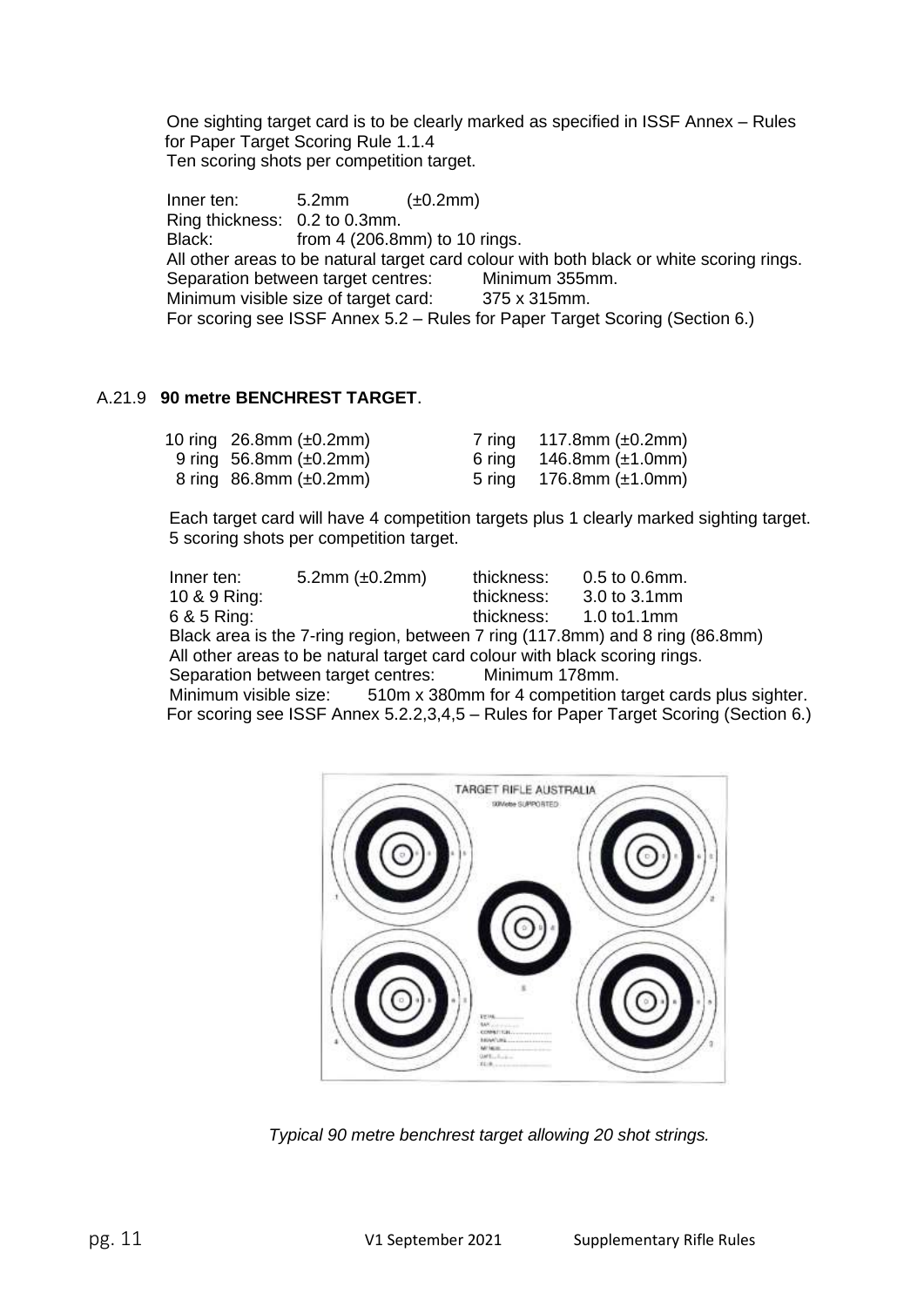One sighting target card is to be clearly marked as specified in ISSF Annex – Rules for Paper Target Scoring Rule 1.1.4
Ten scoring shots per competition target.

Inner ten: 5.2mm (±0.2mm)
Ring thickness: 0.2 to 0.3mm.
Black: from 4 (206.8mm) to 10 rings.
All other areas to be natural target card colour with both black or white scoring rings.
Separation between target centres: Minimum 355mm.
Minimum visible size of target card: 375 x 315mm.
For scoring see ISSF Annex 5.2 – Rules for Paper Target Scoring (Section 6.)

## A.21.9 **90 metre BENCHREST TARGET**.

| | | | |
|---|---|---|---|
| 10 ring | 26.8mm (±0.2mm) | 7 ring | 117.8mm (±0.2mm) |
| 9 ring | 56.8mm (±0.2mm) | 6 ring | 146.8mm (±1.0mm) |
| 8 ring | 86.8mm (±0.2mm) | 5 ring | 176.8mm (±1.0mm) |

Each target card will have 4 competition targets plus 1 clearly marked sighting target.
5 scoring shots per competition target.

| | | | |
|---|---|---|---|
| Inner ten: | 5.2mm (±0.2mm) | thickness: | 0.5 to 0.6mm. |
| 10 & 9 Ring: | | thickness: | 3.0 to 3.1mm |
| 6 & 5 Ring: | | thickness: | 1.0 to1.1mm |

Black area is the 7-ring region, between 7 ring (117.8mm) and 8 ring (86.8mm)
All other areas to be natural target card colour with black scoring rings.
Separation between target centres: Minimum 178mm.
Minimum visible size: 510m x 380mm for 4 competition target cards plus sighter.
For scoring see ISSF Annex 5.2.2,3,4,5 – Rules for Paper Target Scoring (Section 6.)

*Typical 90 metre benchrest target allowing 20 shot strings.*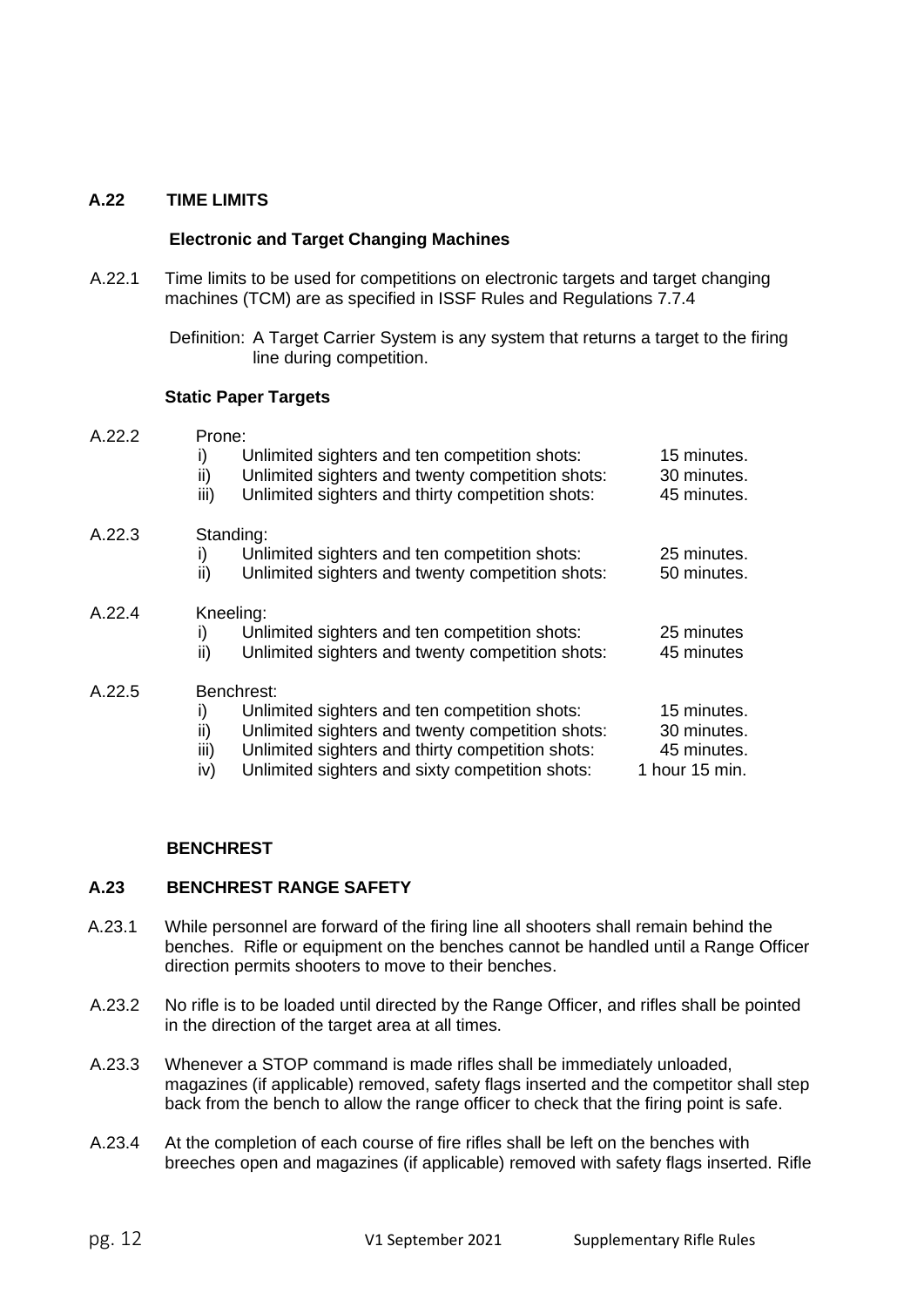## A.22 TIME LIMITS

### Electronic and Target Changing Machines

A.22.1 Time limits to be used for competitions on electronic targets and target changing machines (TCM) are as specified in ISSF Rules and Regulations 7.7.4

Definition: A Target Carrier System is any system that returns a target to the firing line during competition.

### Static Paper Targets

A.22.2 Prone:

| | | |
|---|---|---|
| i) | Unlimited sighters and ten competition shots: | 15 minutes. |
| ii) | Unlimited sighters and twenty competition shots: | 30 minutes. |
| iii) | Unlimited sighters and thirty competition shots: | 45 minutes. |

A.22.3 Standing:

| | | |
|---|---|---|
| i) | Unlimited sighters and ten competition shots: | 25 minutes. |
| ii) | Unlimited sighters and twenty competition shots: | 50 minutes. |

A.22.4 Kneeling:

| | | |
|---|---|---|
| i) | Unlimited sighters and ten competition shots: | 25 minutes |
| ii) | Unlimited sighters and twenty competition shots: | 45 minutes |

A.22.5 Benchrest:

| | | |
|---|---|---|
| i) | Unlimited sighters and ten competition shots: | 15 minutes. |
| ii) | Unlimited sighters and twenty competition shots: | 30 minutes. |
| iii) | Unlimited sighters and thirty competition shots: | 45 minutes. |
| iv) | Unlimited sighters and sixty competition shots: | 1 hour 15 min. |

## BENCHREST

## A.23 BENCHREST RANGE SAFETY

A.23.1 While personnel are forward of the firing line all shooters shall remain behind the benches. Rifle or equipment on the benches cannot be handled until a Range Officer direction permits shooters to move to their benches.

A.23.2 No rifle is to be loaded until directed by the Range Officer, and rifles shall be pointed in the direction of the target area at all times.

A.23.3 Whenever a STOP command is made rifles shall be immediately unloaded, magazines (if applicable) removed, safety flags inserted and the competitor shall step back from the bench to allow the range officer to check that the firing point is safe.

A.23.4 At the completion of each course of fire rifles shall be left on the benches with breeches open and magazines (if applicable) removed with safety flags inserted. Rifle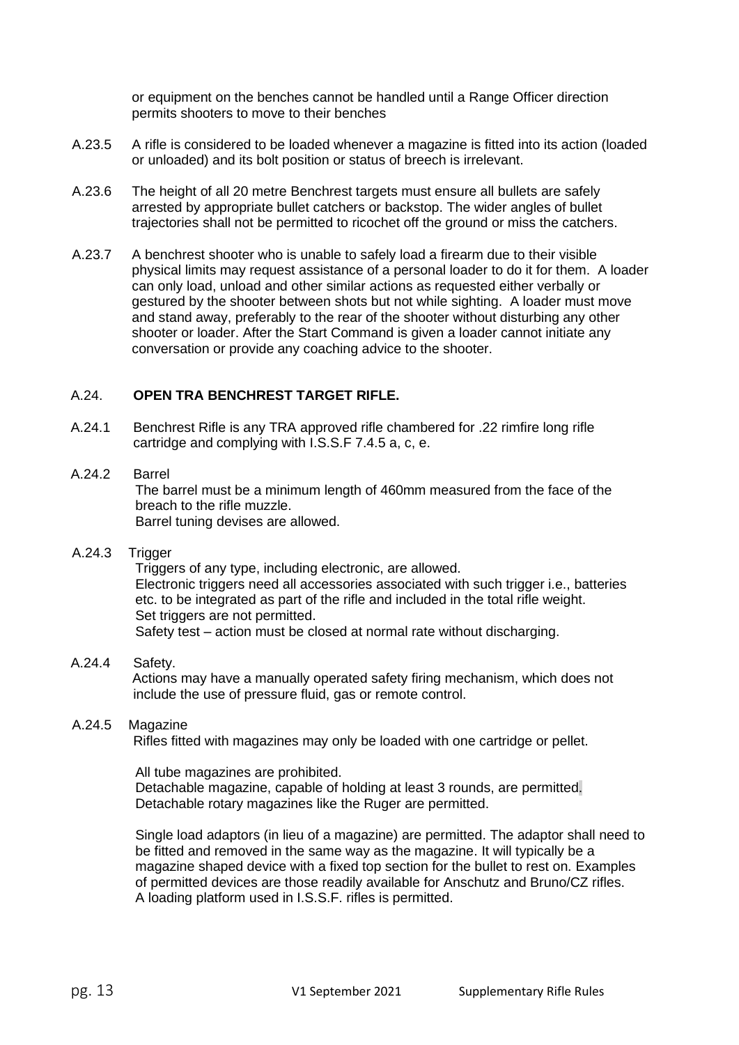or equipment on the benches cannot be handled until a Range Officer direction permits shooters to move to their benches

A.23.5 A rifle is considered to be loaded whenever a magazine is fitted into its action (loaded or unloaded) and its bolt position or status of breech is irrelevant.

A.23.6 The height of all 20 metre Benchrest targets must ensure all bullets are safely arrested by appropriate bullet catchers or backstop. The wider angles of bullet trajectories shall not be permitted to ricochet off the ground or miss the catchers.

A.23.7 A benchrest shooter who is unable to safely load a firearm due to their visible physical limits may request assistance of a personal loader to do it for them. A loader can only load, unload and other similar actions as requested either verbally or gestured by the shooter between shots but not while sighting. A loader must move and stand away, preferably to the rear of the shooter without disturbing any other shooter or loader. After the Start Command is given a loader cannot initiate any conversation or provide any coaching advice to the shooter.

## A.24. OPEN TRA BENCHREST TARGET RIFLE.

A.24.1 Benchrest Rifle is any TRA approved rifle chambered for .22 rimfire long rifle cartridge and complying with I.S.S.F 7.4.5 a, c, e.

A.24.2 Barrel

The barrel must be a minimum length of 460mm measured from the face of the breach to the rifle muzzle.
Barrel tuning devises are allowed.

A.24.3 Trigger

Triggers of any type, including electronic, are allowed.
Electronic triggers need all accessories associated with such trigger i.e., batteries etc. to be integrated as part of the rifle and included in the total rifle weight.
Set triggers are not permitted.
Safety test – action must be closed at normal rate without discharging.

A.24.4 Safety.

Actions may have a manually operated safety firing mechanism, which does not include the use of pressure fluid, gas or remote control.

A.24.5 Magazine

Rifles fitted with magazines may only be loaded with one cartridge or pellet.

All tube magazines are prohibited.
Detachable magazine, capable of holding at least 3 rounds, are permitted.
Detachable rotary magazines like the Ruger are permitted.

Single load adaptors (in lieu of a magazine) are permitted. The adaptor shall need to be fitted and removed in the same way as the magazine. It will typically be a magazine shaped device with a fixed top section for the bullet to rest on. Examples of permitted devices are those readily available for Anschutz and Bruno/CZ rifles.
A loading platform used in I.S.S.F. rifles is permitted.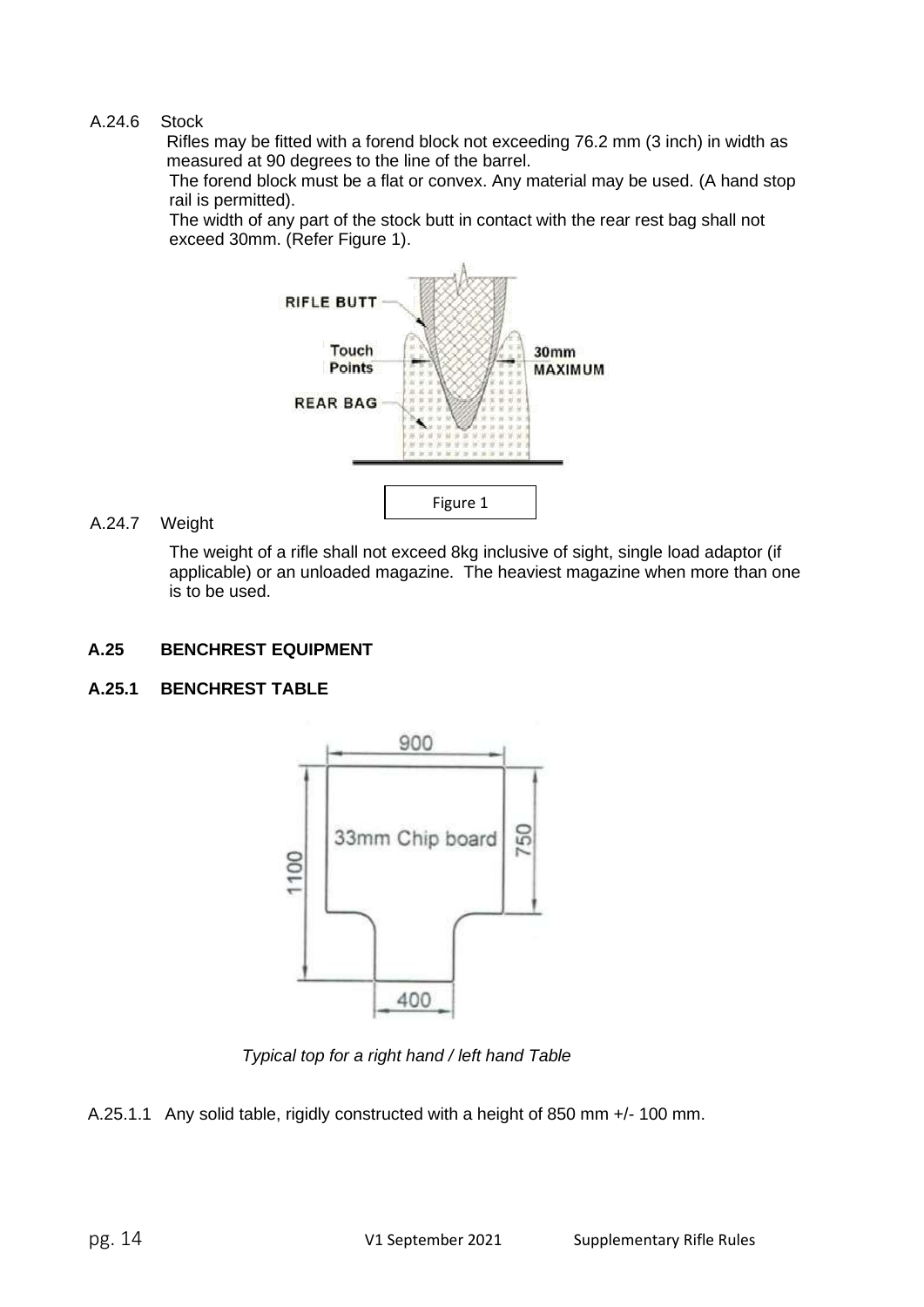A.24.6 Stock

Rifles may be fitted with a forend block not exceeding 76.2 mm (3 inch) in width as measured at 90 degrees to the line of the barrel.

The forend block must be a flat or convex. Any material may be used. (A hand stop rail is permitted).

The width of any part of the stock butt in contact with the rear rest bag shall not exceed 30mm. (Refer Figure 1).

Figure 1

A.24.7 Weight

The weight of a rifle shall not exceed 8kg inclusive of sight, single load adaptor (if applicable) or an unloaded magazine. The heaviest magazine when more than one is to be used.

## A.25 BENCHREST EQUIPMENT

### A.25.1 BENCHREST TABLE

*Typical top for a right hand / left hand Table*

A.25.1.1 Any solid table, rigidly constructed with a height of 850 mm +/- 100 mm.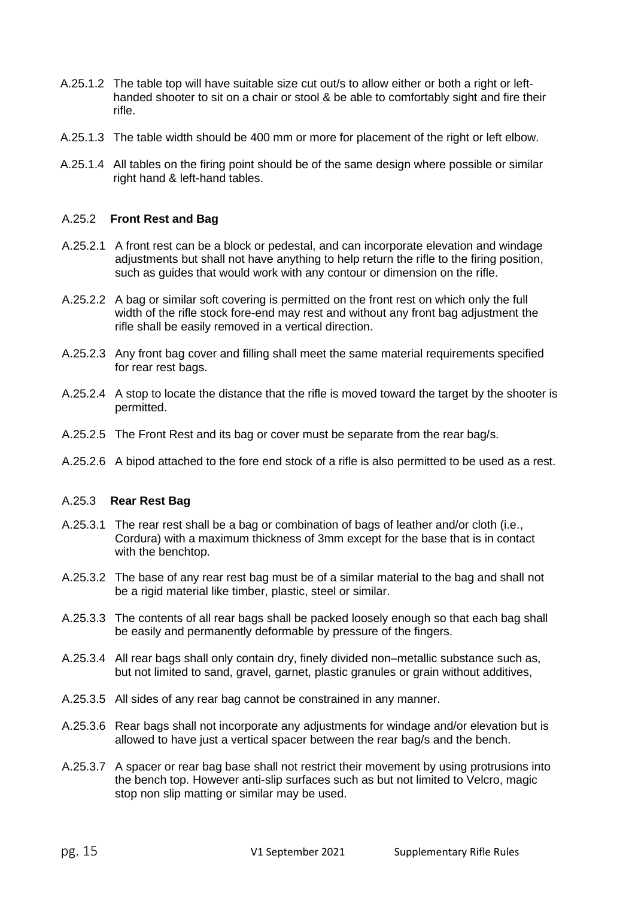A.25.1.2 The table top will have suitable size cut out/s to allow either or both a right or left-handed shooter to sit on a chair or stool & be able to comfortably sight and fire their rifle.

A.25.1.3 The table width should be 400 mm or more for placement of the right or left elbow.

A.25.1.4 All tables on the firing point should be of the same design where possible or similar right hand & left-hand tables.

### A.25.2 **Front Rest and Bag**

A.25.2.1 A front rest can be a block or pedestal, and can incorporate elevation and windage adjustments but shall not have anything to help return the rifle to the firing position, such as guides that would work with any contour or dimension on the rifle.

A.25.2.2 A bag or similar soft covering is permitted on the front rest on which only the full width of the rifle stock fore-end may rest and without any front bag adjustment the rifle shall be easily removed in a vertical direction.

A.25.2.3 Any front bag cover and filling shall meet the same material requirements specified for rear rest bags.

A.25.2.4 A stop to locate the distance that the rifle is moved toward the target by the shooter is permitted.

A.25.2.5 The Front Rest and its bag or cover must be separate from the rear bag/s.

A.25.2.6 A bipod attached to the fore end stock of a rifle is also permitted to be used as a rest.

### A.25.3 **Rear Rest Bag**

A.25.3.1 The rear rest shall be a bag or combination of bags of leather and/or cloth (i.e., Cordura) with a maximum thickness of 3mm except for the base that is in contact with the benchtop.

A.25.3.2 The base of any rear rest bag must be of a similar material to the bag and shall not be a rigid material like timber, plastic, steel or similar.

A.25.3.3 The contents of all rear bags shall be packed loosely enough so that each bag shall be easily and permanently deformable by pressure of the fingers.

A.25.3.4 All rear bags shall only contain dry, finely divided non–metallic substance such as, but not limited to sand, gravel, garnet, plastic granules or grain without additives,

A.25.3.5 All sides of any rear bag cannot be constrained in any manner.

A.25.3.6 Rear bags shall not incorporate any adjustments for windage and/or elevation but is allowed to have just a vertical spacer between the rear bag/s and the bench.

A.25.3.7 A spacer or rear bag base shall not restrict their movement by using protrusions into the bench top. However anti-slip surfaces such as but not limited to Velcro, magic stop non slip matting or similar may be used.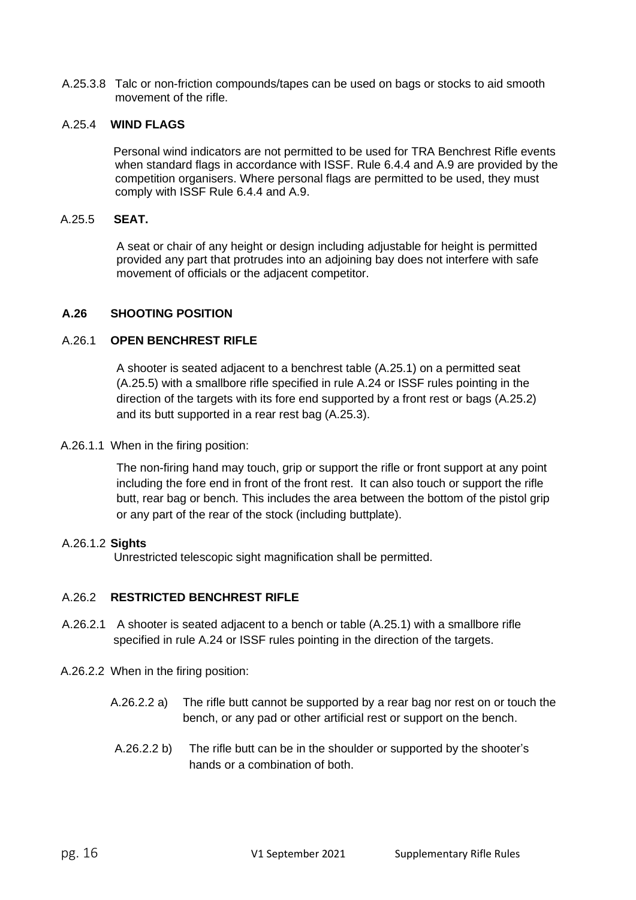A.25.3.8 Talc or non-friction compounds/tapes can be used on bags or stocks to aid smooth movement of the rifle.

A.25.4 **WIND FLAGS**

Personal wind indicators are not permitted to be used for TRA Benchrest Rifle events when standard flags in accordance with ISSF. Rule 6.4.4 and A.9 are provided by the competition organisers. Where personal flags are permitted to be used, they must comply with ISSF Rule 6.4.4 and A.9.

A.25.5 **SEAT.**

A seat or chair of any height or design including adjustable for height is permitted provided any part that protrudes into an adjoining bay does not interfere with safe movement of officials or the adjacent competitor.

## A.26 SHOOTING POSITION

### A.26.1 OPEN BENCHREST RIFLE

A shooter is seated adjacent to a benchrest table (A.25.1) on a permitted seat (A.25.5) with a smallbore rifle specified in rule A.24 or ISSF rules pointing in the direction of the targets with its fore end supported by a front rest or bags (A.25.2) and its butt supported in a rear rest bag (A.25.3).

A.26.1.1 When in the firing position:

The non-firing hand may touch, grip or support the rifle or front support at any point including the fore end in front of the front rest. It can also touch or support the rifle butt, rear bag or bench. This includes the area between the bottom of the pistol grip or any part of the rear of the stock (including buttplate).

A.26.1.2 **Sights**

Unrestricted telescopic sight magnification shall be permitted.

### A.26.2 RESTRICTED BENCHREST RIFLE

A.26.2.1 A shooter is seated adjacent to a bench or table (A.25.1) with a smallbore rifle specified in rule A.24 or ISSF rules pointing in the direction of the targets.

A.26.2.2 When in the firing position:

A.26.2.2 a) The rifle butt cannot be supported by a rear bag nor rest on or touch the bench, or any pad or other artificial rest or support on the bench.

A.26.2.2 b) The rifle butt can be in the shoulder or supported by the shooter's hands or a combination of both.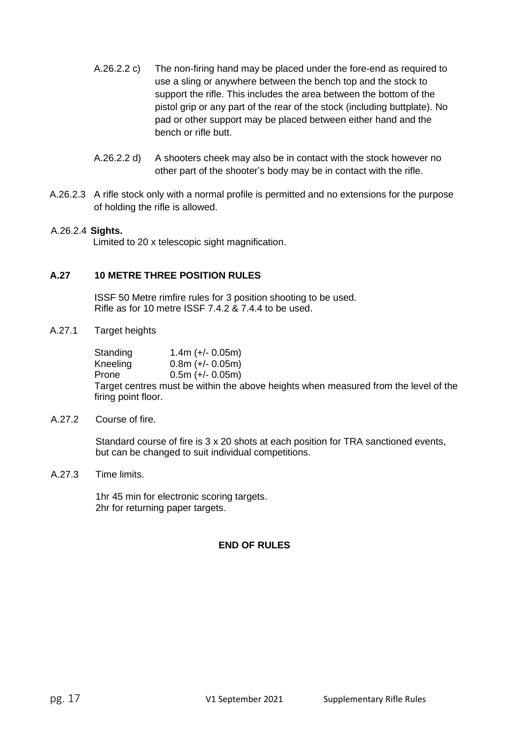A.26.2.2 c) The non-firing hand may be placed under the fore-end as required to use a sling or anywhere between the bench top and the stock to support the rifle. This includes the area between the bottom of the pistol grip or any part of the rear of the stock (including buttplate). No pad or other support may be placed between either hand and the bench or rifle butt.

A.26.2.2 d) A shooters cheek may also be in contact with the stock however no other part of the shooter's body may be in contact with the rifle.

A.26.2.3 A rifle stock only with a normal profile is permitted and no extensions for the purpose of holding the rifle is allowed.

A.26.2.4 **Sights.**

Limited to 20 x telescopic sight magnification.

## A.27 10 METRE THREE POSITION RULES

ISSF 50 Metre rimfire rules for 3 position shooting to be used.
Rifle as for 10 metre ISSF 7.4.2 & 7.4.4 to be used.

A.27.1 Target heights

| | |
|---|---|
| Standing | 1.4m (+/- 0.05m) |
| Kneeling | 0.8m (+/- 0.05m) |
| Prone | 0.5m (+/- 0.05m) |

Target centres must be within the above heights when measured from the level of the firing point floor.

A.27.2 Course of fire.

Standard course of fire is 3 x 20 shots at each position for TRA sanctioned events, but can be changed to suit individual competitions.

A.27.3 Time limits.

1hr 45 min for electronic scoring targets.
2hr for returning paper targets.

**END OF RULES**